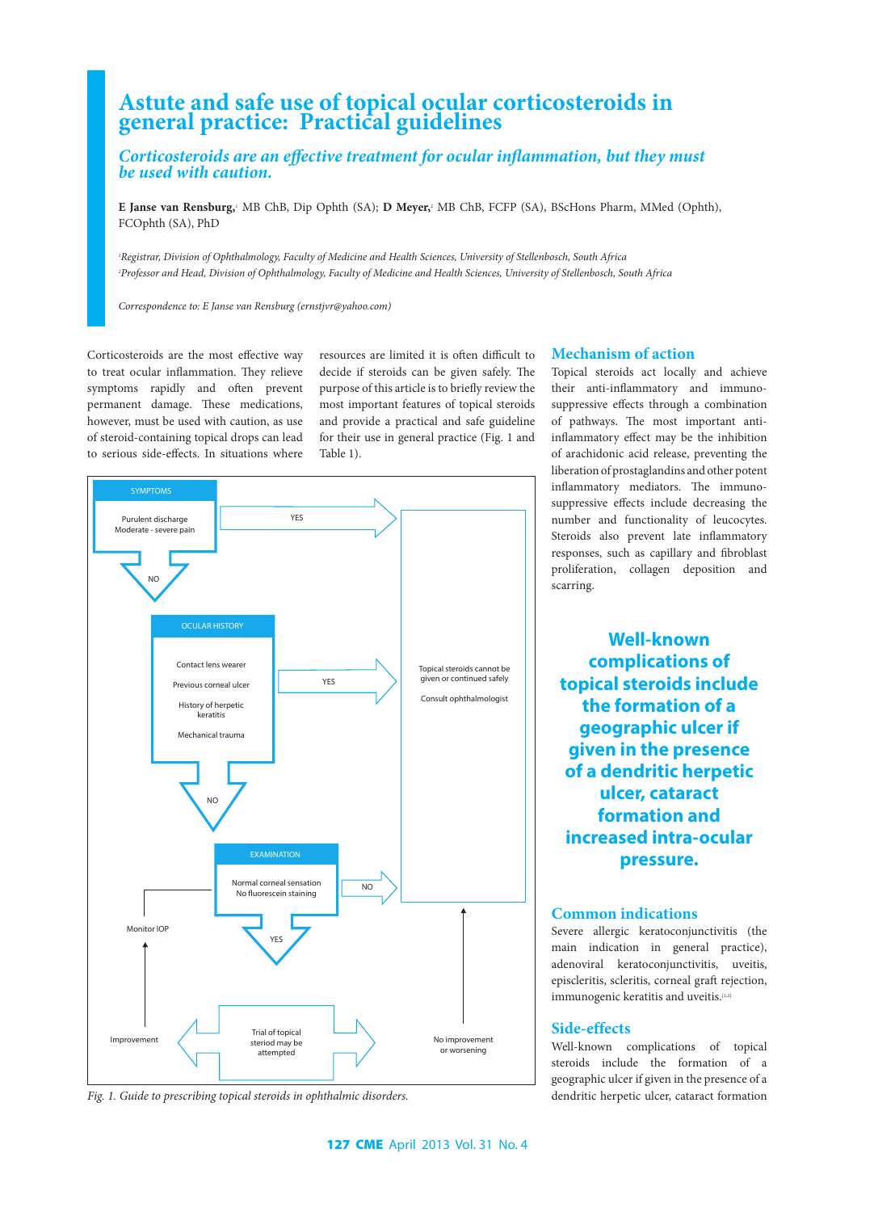# Astute and safe use of topical ocular corticosteroids in general practice: Practical guidelines

## *Corticosteroids are an effective treatment for ocular inflammation, but they must be used with caution.*

**E Janse van Rensburg,**[1] MB ChB, Dip Ophth (SA); **D Meyer,**[2] MB ChB, FCFP (SA), BScHons Pharm, MMed (Ophth), FCOphth (SA), PhD

*[1]Registrar, Division of Ophthalmology, Faculty of Medicine and Health Sciences, University of Stellenbosch, South Africa*
*[2]Professor and Head, Division of Ophthalmology, Faculty of Medicine and Health Sciences, University of Stellenbosch, South Africa*

*Correspondence to: E Janse van Rensburg (ernstjvr@yahoo.com)*

Corticosteroids are the most effective way to treat ocular inflammation. They relieve symptoms rapidly and often prevent permanent damage. These medications, however, must be used with caution, as use of steroid-containing topical drops can lead to serious side-effects. In situations where resources are limited it is often difficult to decide if steroids can be given safely. The purpose of this article is to briefly review the most important features of topical steroids and provide a practical and safe guideline for their use in general practice (Fig. 1 and Table 1).

SYMPTOMS
- Purulent discharge
- Moderate - severe pain

YES → Topical steroids cannot be given or continued safely. Consult ophthalmologist

NO ↓

OCULAR HISTORY
- Contact lens wearer
- Previous corneal ulcer
- History of herpetic keratitis
- Mechanical trauma

YES → Topical steroids cannot be given or continued safely. Consult ophthalmologist

NO ↓

EXAMINATION
- Normal corneal sensation
- No fluorescein staining

NO → Topical steroids cannot be given or continued safely. Consult ophthalmologist

YES ↓

Trial of topical steriod may be attempted

- Improvement → Monitor IOP
- No improvement or worsening → Topical steroids cannot be given or continued safely. Consult ophthalmologist

*Fig. 1. Guide to prescribing topical steroids in ophthalmic disorders.*

## Mechanism of action

Topical steroids act locally and achieve their anti-inflammatory and immunosuppressive effects through a combination of pathways. The most important anti-inflammatory effect may be the inhibition of arachidonic acid release, preventing the liberation of prostaglandins and other potent inflammatory mediators. The immunosuppressive effects include decreasing the number and functionality of leucocytes. Steroids also prevent late inflammatory responses, such as capillary and fibroblast proliferation, collagen deposition and scarring.

**Well-known complications of topical steroids include the formation of a geographic ulcer if given in the presence of a dendritic herpetic ulcer, cataract formation and increased intra-ocular pressure.**

## Common indications

Severe allergic keratoconjunctivitis (the main indication in general practice), adenoviral keratoconjunctivitis, uveitis, episcleritis, scleritis, corneal graft rejection, immunogenic keratitis and uveitis.[1,2]

## Side-effects

Well-known complications of topical steroids include the formation of a geographic ulcer if given in the presence of a dendritic herpetic ulcer, cataract formation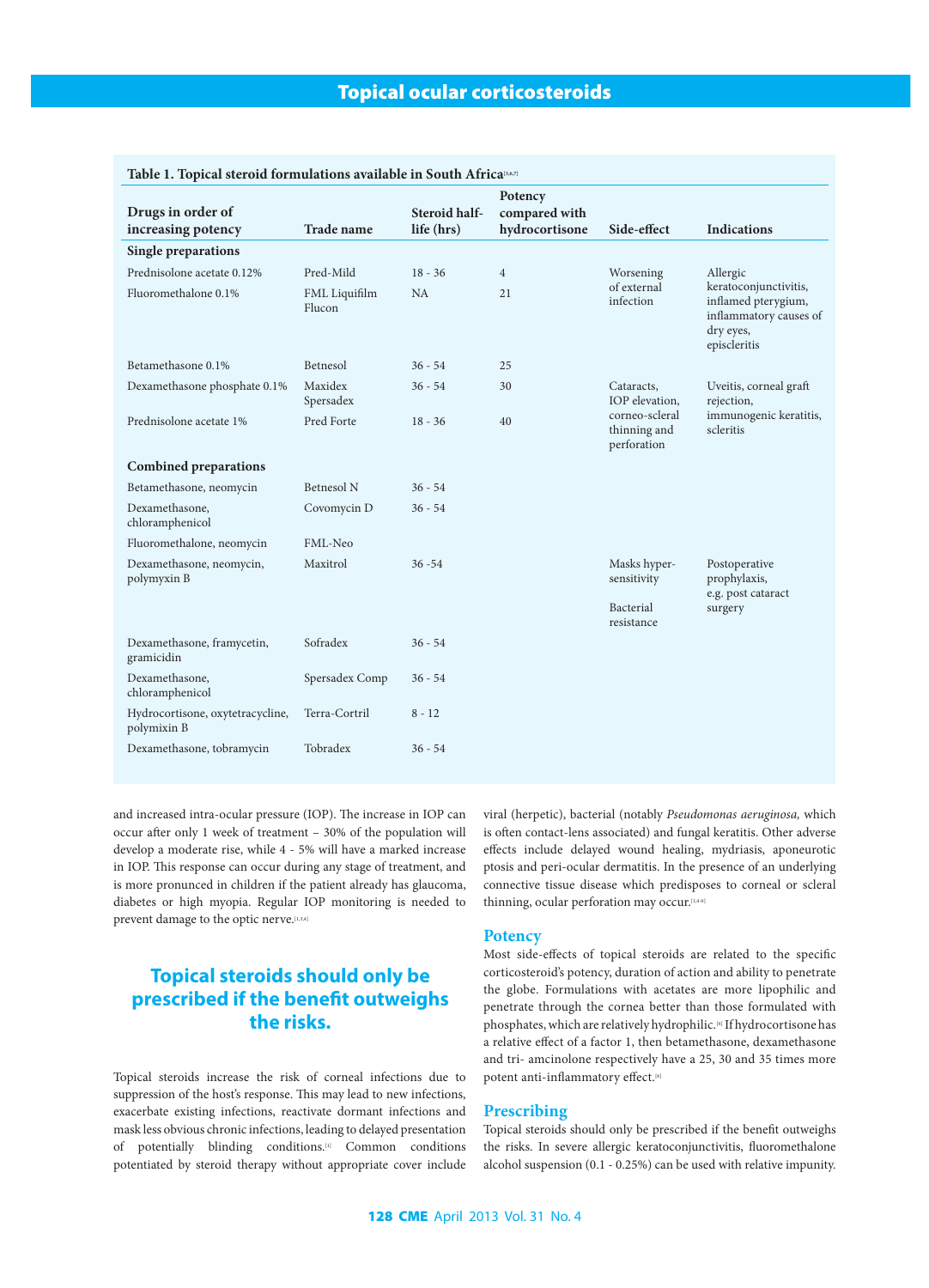**Table 1. Topical steroid formulations available in South Africa**[3,6,7]

| Drugs in order of increasing potency | Trade name | Steroid half-life (hrs) | Potency compared with hydrocortisone | Side-effect | Indications |
|---|---|---|---|---|---|
| **Single preparations** | | | | | |
| Prednisolone acetate 0.12% | Pred-Mild | 18 - 36 | 4 | Worsening of external infection | Allergic keratoconjunctivitis, inflamed pterygium, inflammatory causes of dry eyes, episcleritis |
| Fluorometholone 0.1% | FML Liquifilm Flucon | NA | 21 | | |
| Betamethasone 0.1% | Betnesol | 36 - 54 | 25 | | |
| Dexamethasone phosphate 0.1% | Maxidex Spersadex | 36 - 54 | 30 | Cataracts, IOP elevation, corneo-scleral thinning and perforation | Uveitis, corneal graft rejection, immunogenic keratitis, scleritis |
| Prednisolone acetate 1% | Pred Forte | 18 - 36 | 40 | | |
| **Combined preparations** | | | | | |
| Betamethasone, neomycin | Betnesol N | 36 - 54 | | | |
| Dexamethasone, chloramphenicol | Covomycin D | 36 - 54 | | | |
| Fluorometholone, neomycin | FML-Neo | | | | |
| Dexamethasone, neomycin, polymyxin B | Maxitrol | 36 -54 | | Masks hyper-sensitivity<br>Bacterial resistance | Postoperative prophylaxis, e.g. post cataract surgery |
| Dexamethasone, framycetin, gramicidin | Sofradex | 36 - 54 | | | |
| Dexamethasone, chloramphenicol | Spersadex Comp | 36 - 54 | | | |
| Hydrocortisone, oxytetracycline, polymyxin B | Terra-Cortril | 8 - 12 | | | |
| Dexamethasone, tobramycin | Tobradex | 36 - 54 | | | |

and increased intra-ocular pressure (IOP). The increase in IOP can occur after only 1 week of treatment – 30% of the population will develop a moderate rise, while 4 - 5% will have a marked increase in IOP. This response can occur during any stage of treatment, and is more pronounced in children if the patient already has glaucoma, diabetes or high myopia. Regular IOP monitoring is needed to prevent damage to the optic nerve.[1,3,4]

**Topical steroids should only be prescribed if the benefit outweighs the risks.**

Topical steroids increase the risk of corneal infections due to suppression of the host's response. This may lead to new infections, exacerbate existing infections, reactivate dormant infections and mask less obvious chronic infections, leading to delayed presentation of potentially blinding conditions.[1] Common conditions potentiated by steroid therapy without appropriate cover include viral (herpetic), bacterial (notably *Pseudomonas aeruginosa,* which is often contact-lens associated) and fungal keratitis. Other adverse effects include delayed wound healing, mydriasis, aponeurotic ptosis and peri-ocular dermatitis. In the presence of an underlying connective tissue disease which predisposes to corneal or scleral thinning, ocular perforation may occur.[1,4-6]

## Potency

Most side-effects of topical steroids are related to the specific corticosteroid's potency, duration of action and ability to penetrate the globe. Formulations with acetates are more lipophilic and penetrate through the cornea better than those formulated with phosphates, which are relatively hydrophilic.[6] If hydrocortisone has a relative effect of a factor 1, then betamethasone, dexamethasone and tri- amcinolone respectively have a 25, 30 and 35 times more potent anti-inflammatory effect.[6]

## Prescribing

Topical steroids should only be prescribed if the benefit outweighs the risks. In severe allergic keratoconjunctivitis, fluorometholone alcohol suspension (0.1 - 0.25%) can be used with relative impunity.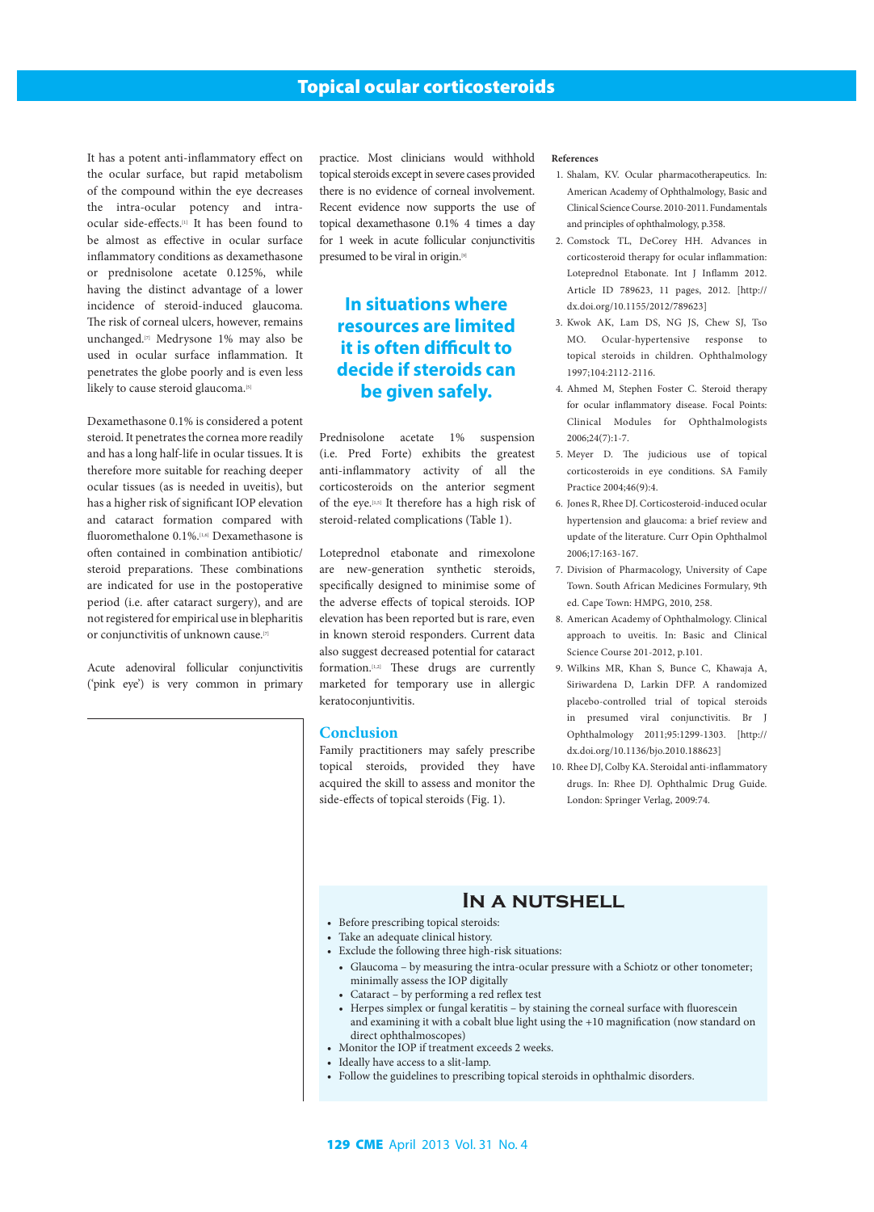It has a potent anti-inflammatory effect on the ocular surface, but rapid metabolism of the compound within the eye decreases the intra-ocular potency and intra-ocular side-effects.[1] It has been found to be almost as effective in ocular surface inflammatory conditions as dexamethasone or prednisolone acetate 0.125%, while having the distinct advantage of a lower incidence of steroid-induced glaucoma. The risk of corneal ulcers, however, remains unchanged.[7] Medrysone 1% may also be used in ocular surface inflammation. It penetrates the globe poorly and is even less likely to cause steroid glaucoma.[5]

Dexamethasone 0.1% is considered a potent steroid. It penetrates the cornea more readily and has a long half-life in ocular tissues. It is therefore more suitable for reaching deeper ocular tissues (as is needed in uveitis), but has a higher risk of significant IOP elevation and cataract formation compared with fluoromethalone 0.1%.[1,8] Dexamethasone is often contained in combination antibiotic/steroid preparations. These combinations are indicated for use in the postoperative period (i.e. after cataract surgery), and are not registered for empirical use in blepharitis or conjunctivitis of unknown cause.[7]

Acute adenoviral follicular conjunctivitis ('pink eye') is very common in primary practice. Most clinicians would withhold topical steroids except in severe cases provided there is no evidence of corneal involvement. Recent evidence now supports the use of topical dexamethasone 0.1% 4 times a day for 1 week in acute follicular conjunctivitis presumed to be viral in origin.[9]

**In situations where resources are limited it is often difficult to decide if steroids can be given safely.**

Prednisolone acetate 1% suspension (i.e. Pred Forte) exhibits the greatest anti-inflammatory activity of all the corticosteroids on the anterior segment of the eye.[1,5] It therefore has a high risk of steroid-related complications (Table 1).

Loteprednol etabonate and rimexolone are new-generation synthetic steroids, specifically designed to minimise some of the adverse effects of topical steroids. IOP elevation has been reported but is rare, even in known steroid responders. Current data also suggest decreased potential for cataract formation.[1,2] These drugs are currently marketed for temporary use in allergic keratoconjuntivitis.

## Conclusion

Family practitioners may safely prescribe topical steroids, provided they have acquired the skill to assess and monitor the side-effects of topical steroids (Fig. 1).

### References

1. Shalam, KV. Ocular pharmacotherapeutics. In: American Academy of Ophthalmology, Basic and Clinical Science Course. 2010-2011. Fundamentals and principles of ophthalmology, p.358.
2. Comstock TL, DeCorey HH. Advances in corticosteroid therapy for ocular inflammation: Loteprednol Etabonate. Int J Inflamm 2012. Article ID 789623, 11 pages, 2012. [http://dx.doi.org/10.1155/2012/789623]
3. Kwok AK, Lam DS, NG JS, Chew SJ, Tso MO. Ocular-hypertensive response to topical steroids in children. Ophthalmology 1997;104:2112-2116.
4. Ahmed M, Stephen Foster C. Steroid therapy for ocular inflammatory disease. Focal Points: Clinical Modules for Ophthalmologists 2006;24(7):1-7.
5. Meyer D. The judicious use of topical corticosteroids in eye conditions. SA Family Practice 2004;46(9):4.
6. Jones R, Rhee DJ. Corticosteroid-induced ocular hypertension and glaucoma: a brief review and update of the literature. Curr Opin Ophthalmol 2006;17:163-167.
7. Division of Pharmacology, University of Cape Town. South African Medicines Formulary, 9th ed. Cape Town: HMPG, 2010, 258.
8. American Academy of Ophthalmology. Clinical approach to uveitis. In: Basic and Clinical Science Course 201-2012, p.101.
9. Wilkins MR, Khan S, Bunce C, Khawaja A, Siriwardena D, Larkin DFP. A randomized placebo-controlled trial of topical steroids in presumed viral conjunctivitis. Br J Ophthalmology 2011;95:1299-1303. [http://dx.doi.org/10.1136/bjo.2010.188623]
10. Rhee DJ, Colby KA. Steroidal anti-inflammatory drugs. In: Rhee DJ. Ophthalmic Drug Guide. London: Springer Verlag, 2009:74.

## In a nutshell

- Before prescribing topical steroids:
- Take an adequate clinical history.
- Exclude the following three high-risk situations:
  - Glaucoma – by measuring the intra-ocular pressure with a Schiotz or other tonometer; minimally assess the IOP digitally
  - Cataract – by performing a red reflex test
  - Herpes simplex or fungal keratitis – by staining the corneal surface with fluorescein and examining it with a cobalt blue light using the +10 magnification (now standard on direct ophthalmoscopes)
- Monitor the IOP if treatment exceeds 2 weeks.
- Ideally have access to a slit-lamp.
- Follow the guidelines to prescribing topical steroids in ophthalmic disorders.